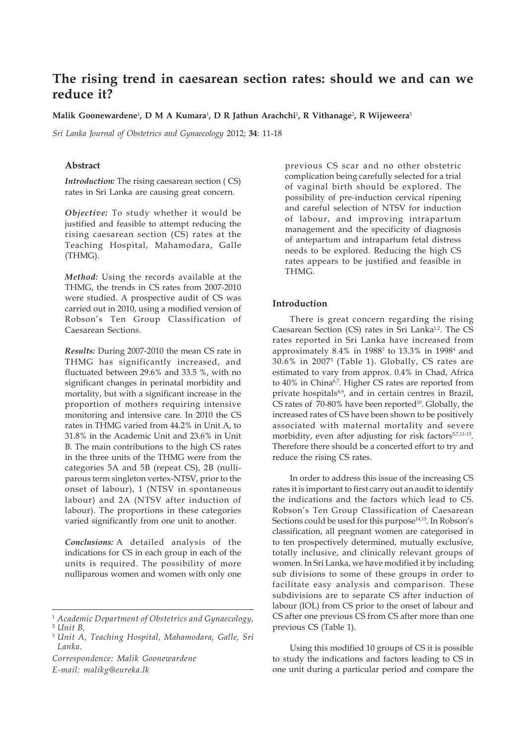# The rising trend in caesarean section rates: should we and can we reduce it?

**Malik Goonewardene**[1], **D M A Kumara**[1], **D R Jathun Arachchi**[1], **R Vithanage**[2], **R Wijeweera**[3]

*Sri Lanka Journal of Obstetrics and Gynaecology* 2012; **34**: 11-18

## Abstract

***Introduction:*** The rising caesarean section ( CS) rates in Sri Lanka are causing great concern.

***Objective:*** To study whether it would be justified and feasible to attempt reducing the rising caesarean section (CS) rates at the Teaching Hospital, Mahamodara, Galle (THMG).

***Method:*** Using the records available at the THMG, the trends in CS rates from 2007-2010 were studied. A prospective audit of CS was carried out in 2010, using a modified version of Robson's Ten Group Classification of Caesarean Sections.

***Results:*** During 2007-2010 the mean CS rate in THMG has significantly increased, and fluctuated between 29.6% and 33.5 %, with no significant changes in perinatal morbidity and mortality, but with a significant increase in the proportion of mothers requiring intensive monitoring and intensive care. In 2010 the CS rates in THMG varied from 44.2% in Unit A, to 31.8% in the Academic Unit and 23.6% in Unit B. The main contributions to the high CS rates in the three units of the THMG were from the categories 5A and 5B (repeat CS), 2B (nulliparous term singleton vertex-NTSV, prior to the onset of labour), 1 (NTSV in spontaneous labour) and 2A (NTSV after induction of labour). The proportions in these categories varied significantly from one unit to another.

***Conclusions:*** A detailed analysis of the indications for CS in each group in each of the units is required. The possibility of more nulliparous women and women with only one previous CS scar and no other obstetric complication being carefully selected for a trial of vaginal birth should be explored. The possibility of pre-induction cervical ripening and careful selection of NTSV for induction of labour, and improving intrapartum management and the specificity of diagnosis of antepartum and intrapartum fetal distress needs to be explored. Reducing the high CS rates appears to be justified and feasible in THMG.

## Introduction

There is great concern regarding the rising Caesarean Section (CS) rates in Sri Lanka[1,2]. The CS rates reported in Sri Lanka have increased from approximately 8.4% in 1988[3] to 13.3% in 1998[4] and 30.6% in 2007[5] (Table 1). Globally, CS rates are estimated to vary from approx. 0.4% in Chad, Africa to 40% in China[6,7]. Higher CS rates are reported from private hospitals[8,9], and in certain centres in Brazil, CS rates of 70-80% have been reported[10]. Globally, the increased rates of CS have been shown to be positively associated with maternal mortality and severe morbidity, even after adjusting for risk factors[5,7,11-13]. Therefore there should be a concerted effort to try and reduce the rising CS rates.

In order to address this issue of the increasing CS rates it is important to first carry out an audit to identify the indications and the factors which lead to CS. Robson's Ten Group Classification of Caesarean Sections could be used for this purpose[14,15]. In Robson's classification, all pregnant women are categorised in to ten prospectively determined, mutually exclusive, totally inclusive, and clinically relevant groups of women. In Sri Lanka, we have modified it by including sub divisions to some of these groups in order to facilitate easy analysis and comparison. These subdivisions are to separate CS after induction of labour (IOL) from CS prior to the onset of labour and CS after one previous CS from CS after more than one previous CS (Table 1).

Using this modified 10 groups of CS it is possible to study the indications and factors leading to CS in one unit during a particular period and compare the

---

[1] *Academic Department of Obstetrics and Gynaecology,*
[2] *Unit B,*
[3] *Unit A, Teaching Hospital, Mahamodara, Galle, Sri Lanka.*

*Correspondence: Malik Goonewardene*
*E-mail: malikg@eureka.lk*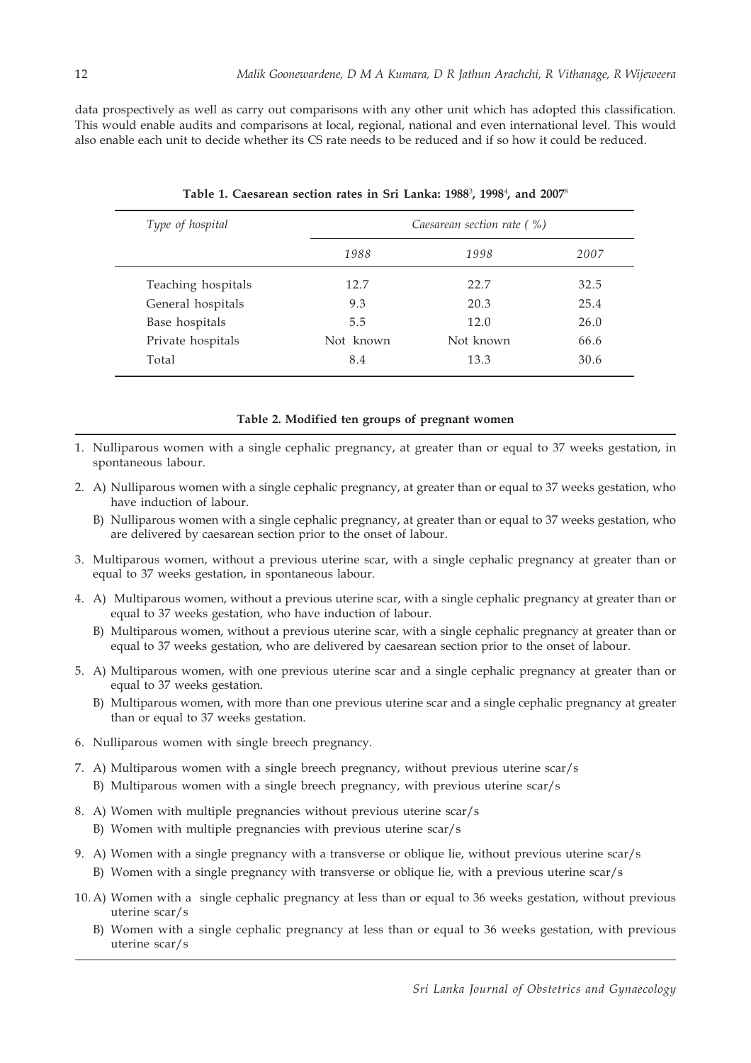data prospectively as well as carry out comparisons with any other unit which has adopted this classification. This would enable audits and comparisons at local, regional, national and even international level. This would also enable each unit to decide whether its CS rate needs to be reduced and if so how it could be reduced.

**Table 1. Caesarean section rates in Sri Lanka: 1988[3], 1998[4], and 2007[8]**

| *Type of hospital* | *Caesarean section rate ( %)* | | |
|---|---|---|---|
| | *1988* | *1998* | *2007* |
| Teaching hospitals | 12.7 | 22.7 | 32.5 |
| General hospitals | 9.3 | 20.3 | 25.4 |
| Base hospitals | 5.5 | 12.0 | 26.0 |
| Private hospitals | Not known | Not known | 66.6 |
| Total | 8.4 | 13.3 | 30.6 |

**Table 2. Modified ten groups of pregnant women**

1. Nulliparous women with a single cephalic pregnancy, at greater than or equal to 37 weeks gestation, in spontaneous labour.
2. A) Nulliparous women with a single cephalic pregnancy, at greater than or equal to 37 weeks gestation, who have induction of labour.
   B) Nulliparous women with a single cephalic pregnancy, at greater than or equal to 37 weeks gestation, who are delivered by caesarean section prior to the onset of labour.
3. Multiparous women, without a previous uterine scar, with a single cephalic pregnancy at greater than or equal to 37 weeks gestation, in spontaneous labour.
4. A) Multiparous women, without a previous uterine scar, with a single cephalic pregnancy at greater than or equal to 37 weeks gestation, who have induction of labour.
   B) Multiparous women, without a previous uterine scar, with a single cephalic pregnancy at greater than or equal to 37 weeks gestation, who are delivered by caesarean section prior to the onset of labour.
5. A) Multiparous women, with one previous uterine scar and a single cephalic pregnancy at greater than or equal to 37 weeks gestation.
   B) Multiparous women, with more than one previous uterine scar and a single cephalic pregnancy at greater than or equal to 37 weeks gestation.
6. Nulliparous women with single breech pregnancy.
7. A) Multiparous women with a single breech pregnancy, without previous uterine scar/s
   B) Multiparous women with a single breech pregnancy, with previous uterine scar/s
8. A) Women with multiple pregnancies without previous uterine scar/s
   B) Women with multiple pregnancies with previous uterine scar/s
9. A) Women with a single pregnancy with a transverse or oblique lie, without previous uterine scar/s
   B) Women with a single pregnancy with transverse or oblique lie, with a previous uterine scar/s
10. A) Women with a single cephalic pregnancy at less than or equal to 36 weeks gestation, without previous uterine scar/s
    B) Women with a single cephalic pregnancy at less than or equal to 36 weeks gestation, with previous uterine scar/s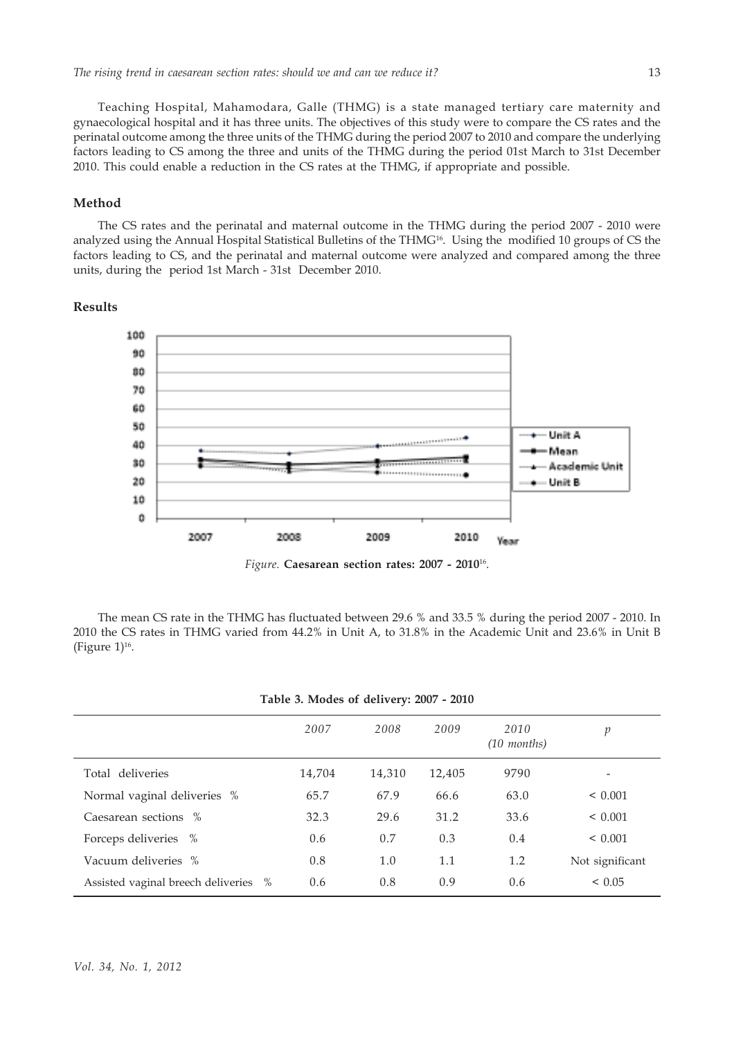Teaching Hospital, Mahamodara, Galle (THMG) is a state managed tertiary care maternity and gynaecological hospital and it has three units. The objectives of this study were to compare the CS rates and the perinatal outcome among the three units of the THMG during the period 2007 to 2010 and compare the underlying factors leading to CS among the three and units of the THMG during the period 01st March to 31st December 2010. This could enable a reduction in the CS rates at the THMG, if appropriate and possible.

## Method

The CS rates and the perinatal and maternal outcome in the THMG during the period 2007 - 2010 were analyzed using the Annual Hospital Statistical Bulletins of the THMG[16]. Using the modified 10 groups of CS the factors leading to CS, and the perinatal and maternal outcome were analyzed and compared among the three units, during the period 1st March - 31st December 2010.

## Results

*Figure.* **Caesarean section rates: 2007 - 2010**[16].

The mean CS rate in the THMG has fluctuated between 29.6 % and 33.5 % during the period 2007 - 2010. In 2010 the CS rates in THMG varied from 44.2% in Unit A, to 31.8% in the Academic Unit and 23.6% in Unit B (Figure 1)[16].

**Table 3. Modes of delivery: 2007 - 2010**

| | *2007* | *2008* | *2009* | *2010 (10 months)* | *p* |
|---|---|---|---|---|---|
| Total deliveries | 14,704 | 14,310 | 12,405 | 9790 | - |
| Normal vaginal deliveries % | 65.7 | 67.9 | 66.6 | 63.0 | < 0.001 |
| Caesarean sections % | 32.3 | 29.6 | 31.2 | 33.6 | < 0.001 |
| Forceps deliveries % | 0.6 | 0.7 | 0.3 | 0.4 | < 0.001 |
| Vacuum deliveries % | 0.8 | 1.0 | 1.1 | 1.2 | Not significant |
| Assisted vaginal breech deliveries % | 0.6 | 0.8 | 0.9 | 0.6 | < 0.05 |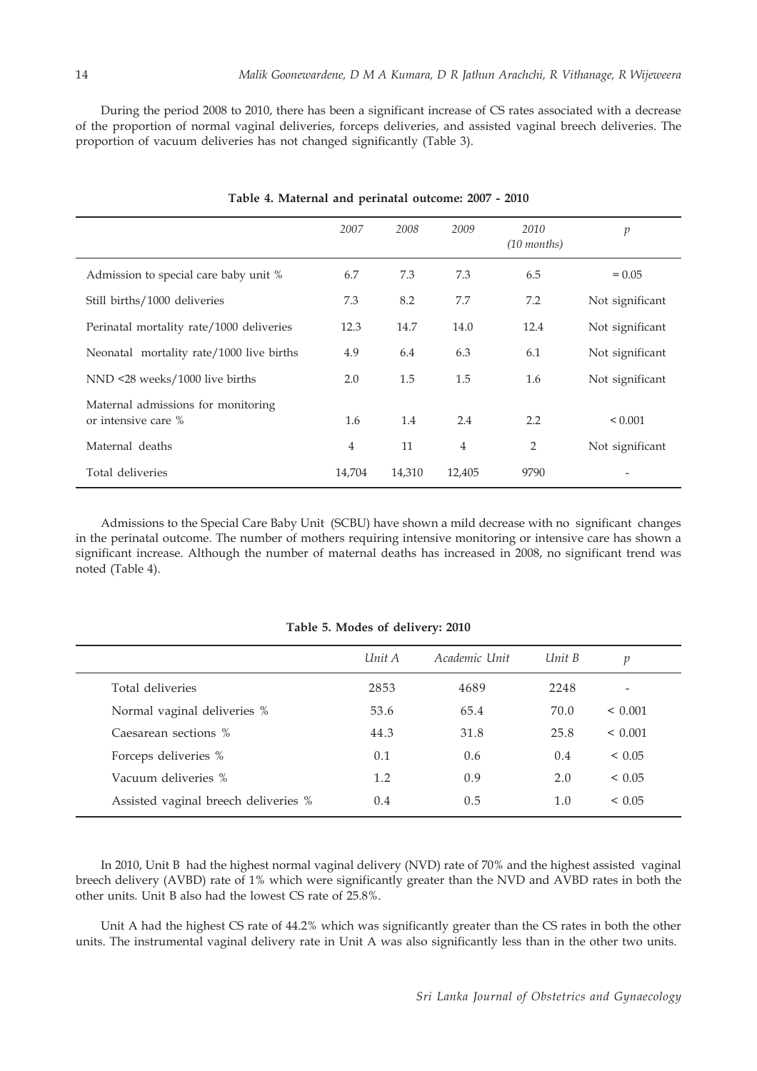During the period 2008 to 2010, there has been a significant increase of CS rates associated with a decrease of the proportion of normal vaginal deliveries, forceps deliveries, and assisted vaginal breech deliveries. The proportion of vacuum deliveries has not changed significantly (Table 3).

**Table 4. Maternal and perinatal outcome: 2007 - 2010**

| | *2007* | *2008* | *2009* | *2010 (10 months)* | *p* |
|---|---|---|---|---|---|
| Admission to special care baby unit % | 6.7 | 7.3 | 7.3 | 6.5 | = 0.05 |
| Still births/1000 deliveries | 7.3 | 8.2 | 7.7 | 7.2 | Not significant |
| Perinatal mortality rate/1000 deliveries | 12.3 | 14.7 | 14.0 | 12.4 | Not significant |
| Neonatal mortality rate/1000 live births | 4.9 | 6.4 | 6.3 | 6.1 | Not significant |
| NND <28 weeks/1000 live births | 2.0 | 1.5 | 1.5 | 1.6 | Not significant |
| Maternal admissions for monitoring or intensive care % | 1.6 | 1.4 | 2.4 | 2.2 | < 0.001 |
| Maternal deaths | 4 | 11 | 4 | 2 | Not significant |
| Total deliveries | 14,704 | 14,310 | 12,405 | 9790 | - |

Admissions to the Special Care Baby Unit (SCBU) have shown a mild decrease with no significant changes in the perinatal outcome. The number of mothers requiring intensive monitoring or intensive care has shown a significant increase. Although the number of maternal deaths has increased in 2008, no significant trend was noted (Table 4).

**Table 5. Modes of delivery: 2010**

| | *Unit A* | *Academic Unit* | *Unit B* | *p* |
|---|---|---|---|---|
| Total deliveries | 2853 | 4689 | 2248 | - |
| Normal vaginal deliveries % | 53.6 | 65.4 | 70.0 | < 0.001 |
| Caesarean sections % | 44.3 | 31.8 | 25.8 | < 0.001 |
| Forceps deliveries % | 0.1 | 0.6 | 0.4 | < 0.05 |
| Vacuum deliveries % | 1.2 | 0.9 | 2.0 | < 0.05 |
| Assisted vaginal breech deliveries % | 0.4 | 0.5 | 1.0 | < 0.05 |

In 2010, Unit B had the highest normal vaginal delivery (NVD) rate of 70% and the highest assisted vaginal breech delivery (AVBD) rate of 1% which were significantly greater than the NVD and AVBD rates in both the other units. Unit B also had the lowest CS rate of 25.8%.

Unit A had the highest CS rate of 44.2% which was significantly greater than the CS rates in both the other units. The instrumental vaginal delivery rate in Unit A was also significantly less than in the other two units.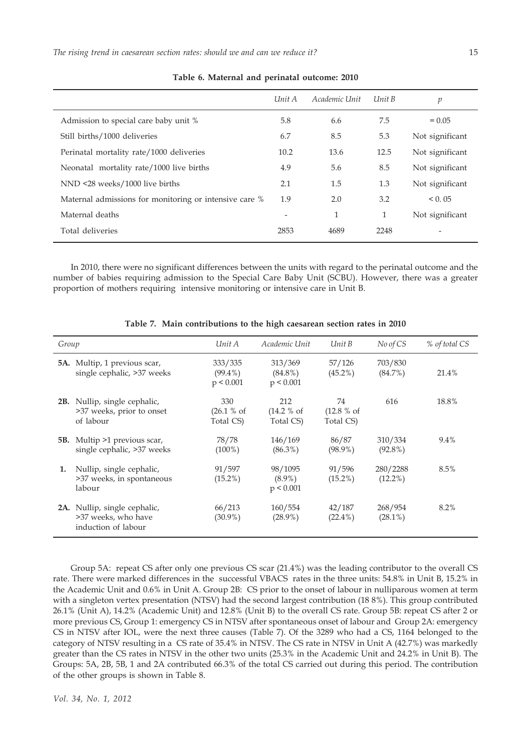**Table 6. Maternal and perinatal outcome: 2010**

| | *Unit A* | *Academic Unit* | *Unit B* | *p* |
|---|---|---|---|---|
| Admission to special care baby unit % | 5.8 | 6.6 | 7.5 | = 0.05 |
| Still births/1000 deliveries | 6.7 | 8.5 | 5.3 | Not significant |
| Perinatal mortality rate/1000 deliveries | 10.2 | 13.6 | 12.5 | Not significant |
| Neonatal mortality rate/1000 live births | 4.9 | 5.6 | 8.5 | Not significant |
| NND <28 weeks/1000 live births | 2.1 | 1.5 | 1.3 | Not significant |
| Maternal admissions for monitoring or intensive care % | 1.9 | 2.0 | 3.2 | < 0. 05 |
| Maternal deaths | - | 1 | 1 | Not significant |
| Total deliveries | 2853 | 4689 | 2248 | - |

In 2010, there were no significant differences between the units with regard to the perinatal outcome and the number of babies requiring admission to the Special Care Baby Unit (SCBU). However, there was a greater proportion of mothers requiring intensive monitoring or intensive care in Unit B.

**Table 7. Main contributions to the high caesarean section rates in 2010**

| *Group* | *Unit A* | *Academic Unit* | *Unit B* | *No of CS* | *% of total CS* |
|---|---|---|---|---|---|
| **5A.** Multip, 1 previous scar, single cephalic, >37 weeks | 333/335 (99.4%) p < 0.001 | 313/369 (84.8%) p < 0.001 | 57/126 (45.2%) | 703/830 (84.7%) | 21.4% |
| **2B.** Nullip, single cephalic, >37 weeks, prior to onset of labour | 330 (26.1 % of Total CS) | 212 (14.2 % of Total CS) | 74 (12.8 % of Total CS) | 616 | 18.8% |
| **5B.** Multip >1 previous scar, single cephalic, >37 weeks | 78/78 (100%) | 146/169 (86.3%) | 86/87 (98.9%) | 310/334 (92.8%) | 9.4% |
| **1.** Nullip, single cephalic, >37 weeks, in spontaneous labour | 91/597 (15.2%) | 98/1095 (8.9%) p < 0.001 | 91/596 (15.2%) | 280/2288 (12.2%) | 8.5% |
| **2A.** Nullip, single cephalic, >37 weeks, who have induction of labour | 66/213 (30.9%) | 160/554 (28.9%) | 42/187 (22.4%) | 268/954 (28.1%) | 8.2% |

Group 5A: repeat CS after only one previous CS scar (21.4%) was the leading contributor to the overall CS rate. There were marked differences in the successful VBACS rates in the three units: 54.8% in Unit B, 15.2% in the Academic Unit and 0.6% in Unit A. Group 2B: CS prior to the onset of labour in nulliparous women at term with a singleton vertex presentation (NTSV) had the second largest contribution (18 8%). This group contributed 26.1% (Unit A), 14.2% (Academic Unit) and 12.8% (Unit B) to the overall CS rate. Group 5B: repeat CS after 2 or more previous CS, Group 1: emergency CS in NTSV after spontaneous onset of labour and Group 2A: emergency CS in NTSV after IOL, were the next three causes (Table 7). Of the 3289 who had a CS, 1164 belonged to the category of NTSV resulting in a CS rate of 35.4% in NTSV. The CS rate in NTSV in Unit A (42.7%) was markedly greater than the CS rates in NTSV in the other two units (25.3% in the Academic Unit and 24.2% in Unit B). The Groups: 5A, 2B, 5B, 1 and 2A contributed 66.3% of the total CS carried out during this period. The contribution of the other groups is shown in Table 8.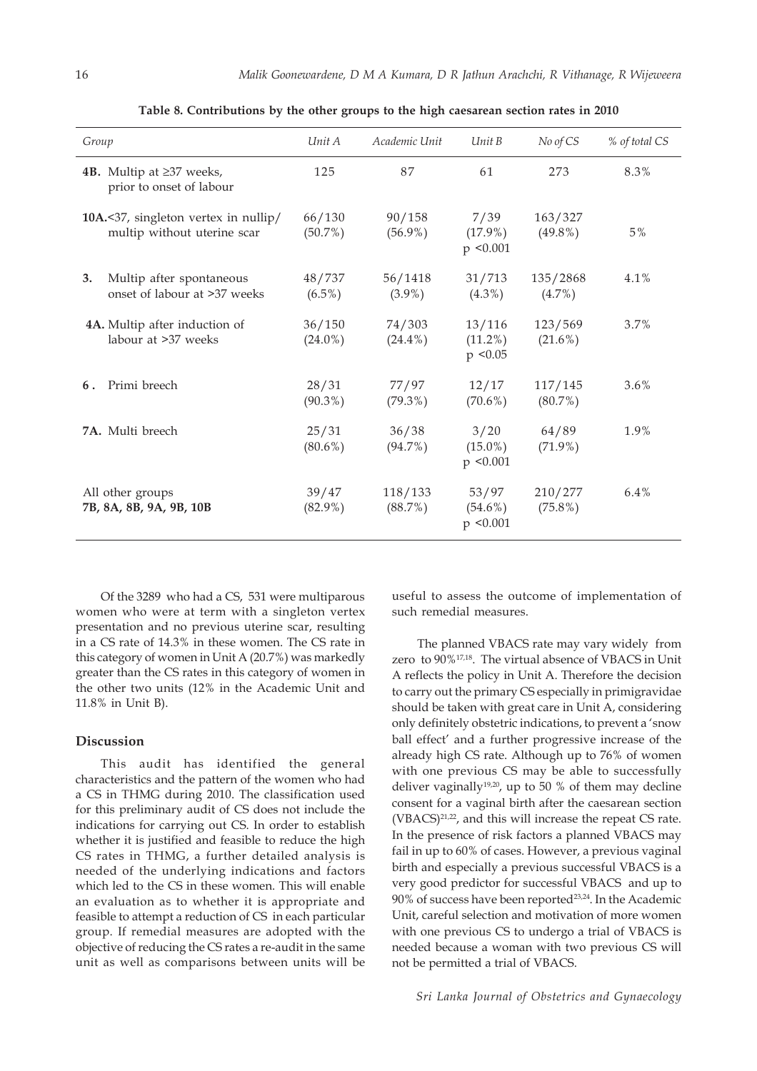**Table 8. Contributions by the other groups to the high caesarean section rates in 2010**

| Group | Unit A | Academic Unit | Unit B | No of CS | % of total CS |
|---|---|---|---|---|---|
| **4B.** Multip at ≥37 weeks, prior to onset of labour | 125 | 87 | 61 | 273 | 8.3% |
| **10A.**<37, singleton vertex in nullip/ multip without uterine scar | 66/130 (50.7%) | 90/158 (56.9%) | 7/39 (17.9%) $p < 0.001$ | 163/327 (49.8%) | 5% |
| **3.** Multip after spontaneous onset of labour at >37 weeks | 48/737 (6.5%) | 56/1418 (3.9%) | 31/713 (4.3%) | 135/2868 (4.7%) | 4.1% |
| **4A.** Multip after induction of labour at >37 weeks | 36/150 (24.0%) | 74/303 (24.4%) | 13/116 (11.2%) $p < 0.05$ | 123/569 (21.6%) | 3.7% |
| **6.** Primi breech | 28/31 (90.3%) | 77/97 (79.3%) | 12/17 (70.6%) | 117/145 (80.7%) | 3.6% |
| **7A.** Multi breech | 25/31 (80.6%) | 36/38 (94.7%) | 3/20 (15.0%) $p < 0.001$ | 64/89 (71.9%) | 1.9% |
| All other groups **7B, 8A, 8B, 9A, 9B, 10B** | 39/47 (82.9%) | 118/133 (88.7%) | 53/97 (54.6%) $p < 0.001$ | 210/277 (75.8%) | 6.4% |

Of the 3289 who had a CS, 531 were multiparous women who were at term with a singleton vertex presentation and no previous uterine scar, resulting in a CS rate of 14.3% in these women. The CS rate in this category of women in Unit A (20.7%) was markedly greater than the CS rates in this category of women in the other two units (12% in the Academic Unit and 11.8% in Unit B).

## Discussion

This audit has identified the general characteristics and the pattern of the women who had a CS in THMG during 2010. The classification used for this preliminary audit of CS does not include the indications for carrying out CS. In order to establish whether it is justified and feasible to reduce the high CS rates in THMG, a further detailed analysis is needed of the underlying indications and factors which led to the CS in these women. This will enable an evaluation as to whether it is appropriate and feasible to attempt a reduction of CS in each particular group. If remedial measures are adopted with the objective of reducing the CS rates a re-audit in the same unit as well as comparisons between units will be useful to assess the outcome of implementation of such remedial measures.

The planned VBACS rate may vary widely from zero to 90%[17,18]. The virtual absence of VBACS in Unit A reflects the policy in Unit A. Therefore the decision to carry out the primary CS especially in primigravidae should be taken with great care in Unit A, considering only definitely obstetric indications, to prevent a 'snow ball effect' and a further progressive increase of the already high CS rate. Although up to 76% of women with one previous CS may be able to successfully deliver vaginally[19,20], up to 50 % of them may decline consent for a vaginal birth after the caesarean section (VBACS)[21,22], and this will increase the repeat CS rate. In the presence of risk factors a planned VBACS may fail in up to 60% of cases. However, a previous vaginal birth and especially a previous successful VBACS is a very good predictor for successful VBACS and up to 90% of success have been reported[23,24]. In the Academic Unit, careful selection and motivation of more women with one previous CS to undergo a trial of VBACS is needed because a woman with two previous CS will not be permitted a trial of VBACS.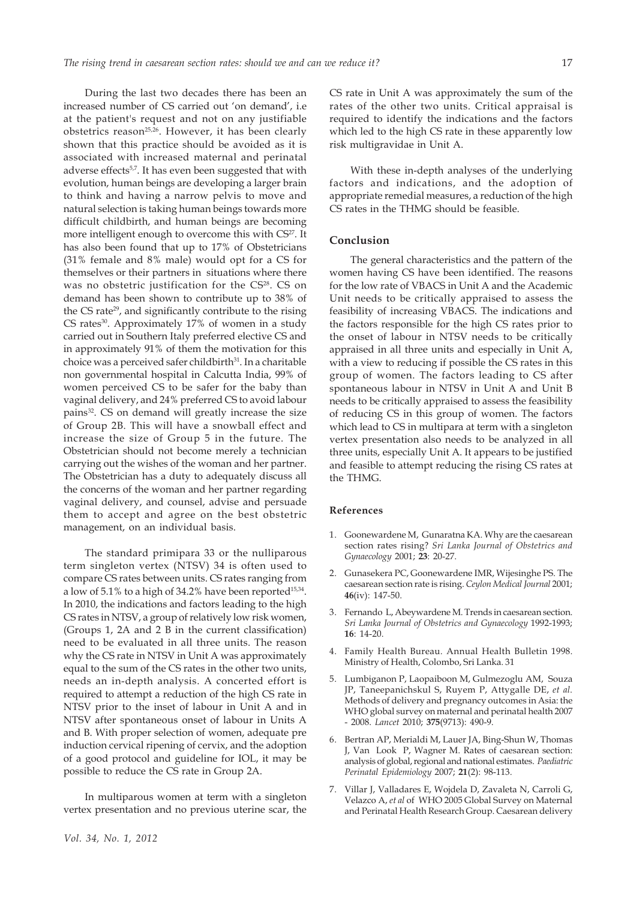During the last two decades there has been an increased number of CS carried out 'on demand', i.e at the patient's request and not on any justifiable obstetrics reason[25,26]. However, it has been clearly shown that this practice should be avoided as it is associated with increased maternal and perinatal adverse effects[5,7]. It has even been suggested that with evolution, human beings are developing a larger brain to think and having a narrow pelvis to move and natural selection is taking human beings towards more difficult childbirth, and human beings are becoming more intelligent enough to overcome this with CS[27]. It has also been found that up to 17% of Obstetricians (31% female and 8% male) would opt for a CS for themselves or their partners in situations where there was no obstetric justification for the CS[28]. CS on demand has been shown to contribute up to 38% of the CS rate[29], and significantly contribute to the rising CS rates[30]. Approximately 17% of women in a study carried out in Southern Italy preferred elective CS and in approximately 91% of them the motivation for this choice was a perceived safer childbirth[31]. In a charitable non governmental hospital in Calcutta India, 99% of women perceived CS to be safer for the baby than vaginal delivery, and 24% preferred CS to avoid labour pains[32]. CS on demand will greatly increase the size of Group 2B. This will have a snowball effect and increase the size of Group 5 in the future. The Obstetrician should not become merely a technician carrying out the wishes of the woman and her partner. The Obstetrician has a duty to adequately discuss all the concerns of the woman and her partner regarding vaginal delivery, and counsel, advise and persuade them to accept and agree on the best obstetric management, on an individual basis.

The standard primipara 33 or the nulliparous term singleton vertex (NTSV) 34 is often used to compare CS rates between units. CS rates ranging from a low of 5.1% to a high of 34.2% have been reported[15,34]. In 2010, the indications and factors leading to the high CS rates in NTSV, a group of relatively low risk women, (Groups 1, 2A and 2 B in the current classification) need to be evaluated in all three units. The reason why the CS rate in NTSV in Unit A was approximately equal to the sum of the CS rates in the other two units, needs an in-depth analysis. A concerted effort is required to attempt a reduction of the high CS rate in NTSV prior to the inset of labour in Unit A and in NTSV after spontaneous onset of labour in Units A and B. With proper selection of women, adequate pre induction cervical ripening of cervix, and the adoption of a good protocol and guideline for IOL, it may be possible to reduce the CS rate in Group 2A.

In multiparous women at term with a singleton vertex presentation and no previous uterine scar, the CS rate in Unit A was approximately the sum of the rates of the other two units. Critical appraisal is required to identify the indications and the factors which led to the high CS rate in these apparently low risk multigravidae in Unit A.

With these in-depth analyses of the underlying factors and indications, and the adoption of appropriate remedial measures, a reduction of the high CS rates in the THMG should be feasible.

## Conclusion

The general characteristics and the pattern of the women having CS have been identified. The reasons for the low rate of VBACS in Unit A and the Academic Unit needs to be critically appraised to assess the feasibility of increasing VBACS. The indications and the factors responsible for the high CS rates prior to the onset of labour in NTSV needs to be critically appraised in all three units and especially in Unit A, with a view to reducing if possible the CS rates in this group of women. The factors leading to CS after spontaneous labour in NTSV in Unit A and Unit B needs to be critically appraised to assess the feasibility of reducing CS in this group of women. The factors which lead to CS in multipara at term with a singleton vertex presentation also needs to be analyzed in all three units, especially Unit A. It appears to be justified and feasible to attempt reducing the rising CS rates at the THMG.

### References

1. Goonewardene M, Gunaratna KA. Why are the caesarean section rates rising? *Sri Lanka Journal of Obstetrics and Gynaecology* 2001; **23**: 20-27.
2. Gunasekera PC, Goonewardene IMR, Wijesinghe PS. The caesarean section rate is rising. *Ceylon Medical Journal* 2001; **46**(iv): 147-50.
3. Fernando L, Abeywardene M. Trends in caesarean section. *Sri Lanka Journal of Obstetrics and Gynaecology* 1992-1993; **16**: 14-20.
4. Family Health Bureau. Annual Health Bulletin 1998. Ministry of Health, Colombo, Sri Lanka. 31
5. Lumbiganon P, Laopaiboon M, Gulmezoglu AM, Souza JP, Taneepanichskul S, Ruyem P, Attygalle DE, *et al*. Methods of delivery and pregnancy outcomes in Asia: the WHO global survey on maternal and perinatal health 2007 - 2008. *Lancet* 2010; **375**(9713): 490-9.
6. Bertran AP, Merialdi M, Lauer JA, Bing-Shun W, Thomas J, Van Look P, Wagner M. Rates of caesarean section: analysis of global, regional and national estimates. *Paediatric Perinatal Epidemiology* 2007; **21**(2): 98-113.
7. Villar J, Valladares E, Wojdela D, Zavaleta N, Carroli G, Velazco A, *et al* of WHO 2005 Global Survey on Maternal and Perinatal Health Research Group. Caesarean delivery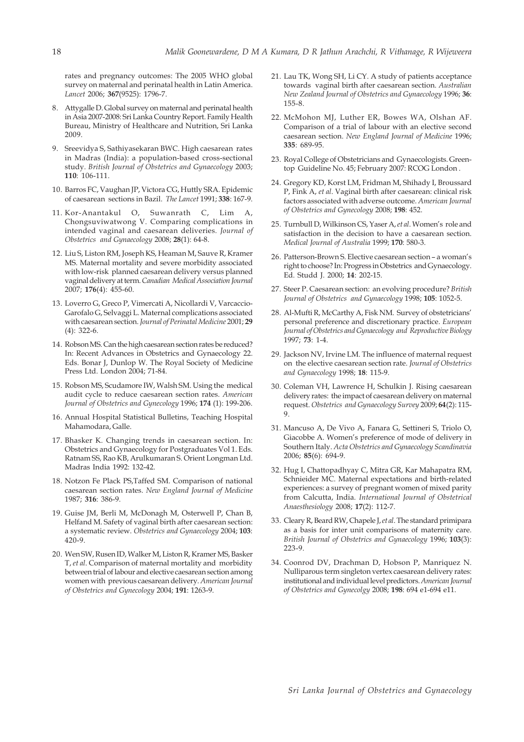rates and pregnancy outcomes: The 2005 WHO global survey on maternal and perinatal health in Latin America. *Lancet* 2006; **367**(9525): 1796-7.

8. Attygalle D. Global survey on maternal and perinatal health in Asia 2007-2008: Sri Lanka Country Report. Family Health Bureau, Ministry of Healthcare and Nutrition, Sri Lanka 2009.

9. Sreevidya S, Sathiyasekaran BWC. High caesarean rates in Madras (India): a population-based cross-sectional study. *British Journal of Obstetrics and Gynaecology* 2003; **110**: 106-111.

10. Barros FC, Vaughan JP, Victora CG, Huttly SRA. Epidemic of caesarean sections in Bazil. *The Lancet* 1991; **338**: 167-9.

11. Kor-Anantakul O, Suwanrath C, Lim A, Chongsuviwatwong V. Comparing complications in intended vaginal and caesarean deliveries. *Journal of Obstetrics and Gynaecology* 2008; **28**(1): 64-8.

12. Liu S, Liston RM, Joseph KS, Heaman M, Sauve R, Kramer MS. Maternal mortality and severe morbidity associated with low-risk planned caesarean delivery versus planned vaginal delivery at term. *Canadian Medical Association Journal* 2007; **176**(4): 455-60.

13. Loverro G, Greco P, Vimercati A, Nicollardi V, Varcaccio-Garofalo G, Selvaggi L. Maternal complications associated with caesarean section. *Journal of Perinatal Medicine* 2001; **29** (4): 322-6.

14. Robson MS. Can the high caesarean section rates be reduced? In: Recent Advances in Obstetrics and Gynaecology 22. Eds. Bonar J, Dunlop W. The Royal Society of Medicine Press Ltd. London 2004; 71-84.

15. Robson MS, Scudamore IW, Walsh SM. Using the medical audit cycle to reduce caesarean section rates. *American Journal of Obstetrics and Gynecology* 1996; **174** (1): 199-206.

16. Annual Hospital Statistical Bulletins, Teaching Hospital Mahamodara, Galle.

17. Bhasker K. Changing trends in caesarean section. In: Obstetrics and Gynaecology for Postgraduates Vol 1. Eds. Ratnam SS, Rao KB, Arulkumaran S. Orient Longman Ltd. Madras India 1992: 132-42.

18. Notzon Fe Plack PS,Taffed SM. Comparison of national caesarean section rates. *New England Journal of Medicine* 1987; **316**: 386-9.

19. Guise JM, Berli M, McDonagh M, Osterwell P, Chan B, Helfand M. Safety of vaginal birth after caesarean section: a systematic review. *Obstetrics and Gynaecology* 2004; **103**: 420-9.

20. Wen SW, Rusen ID, Walker M, Liston R, Kramer MS, Basker T, *et al*. Comparison of maternal mortality and morbidity between trial of labour and elective caesarean section among women with previous caesarean delivery. *American Journal of Obstetrics and Gynecology* 2004; **191**: 1263-9.

21. Lau TK, Wong SH, Li CY. A study of patients acceptance towards vaginal birth after caesarean section. *Australian New Zealand Journal of Obstetrics and Gynaecology* 1996; **36**: 155-8.

22. McMohon MJ, Luther ER, Bowes WA, Olshan AF. Comparison of a trial of labour with an elective second caesarean section. *New England Journal of Medicine* 1996; **335**: 689-95.

23. Royal College of Obstetricians and Gynaecologists. Green-top Guideline No. 45; February 2007: RCOG London .

24. Gregory KD, Korst LM, Fridman M, Shihady I, Broussard P, Fink A, *et al*. Vaginal birth after caesarean: clinical risk factors associated with adverse outcome. *American Journal of Obstetrics and Gynecology* 2008; **198**: 452.

25. Turnbull D, Wilkinson CS, Yaser A, *et al*. Women's role and satisfaction in the decision to have a caesarean section. *Medical Journal of Australia* 1999; **170**: 580-3.

26. Patterson-Brown S. Elective caesarean section – a woman's right to choose? In: Progress in Obstetrics and Gynaecology. Ed. Studd J. 2000; **14**: 202-15.

27. Steer P. Caesarean section: an evolving procedure? *British Journal of Obstetrics and Gynaecology* 1998; **105**: 1052-5.

28. Al-Mufti R, McCarthy A, Fisk NM. Survey of obstetricians' personal preference and discretionary practice. *European Journal of Obstetrics and Gynaecology and Reproductive Biology* 1997; **73**: 1-4.

29. Jackson NV, Irvine LM. The influence of maternal request on the elective caesarean section rate. *Journal of Obstetrics and Gynaecology* 1998; **18**: 115-9.

30. Coleman VH, Lawrence H, Schulkin J. Rising caesarean delivery rates: the impact of caesarean delivery on maternal request. *Obstetrics and Gynaecology Survey* 2009; **64**(2): 115-9.

31. Mancuso A, De Vivo A, Fanara G, Settineri S, Triolo O, Giacobbe A. Women's preference of mode of delivery in Southern Italy. *Acta Obstetrics and Gynaecology Scandinavia* 2006; **85**(6): 694-9.

32. Hug I, Chattopadhyay C, Mitra GR, Kar Mahapatra RM, Schnieider MC. Maternal expectations and birth-related experiences: a survey of pregnant women of mixed parity from Calcutta, India. *International Journal of Obstetrical Anaesthesiology* 2008; **17**(2): 112-7.

33. Cleary R, Beard RW, Chapele J, *et al*. The standard primipara as a basis for inter unit comparisons of maternity care. *British Journal of Obstetrics and Gynaecology* 1996; **103**(3): 223-9.

34. Coonrod DV, Drachman D, Hobson P, Manriquez N. Nulliparous term singleton vertex caesarean delivery rates: institutional and individual level predictors. *American Journal of Obstetrics and Gynecolgy* 2008; **198**: 694 e1-694 e11.